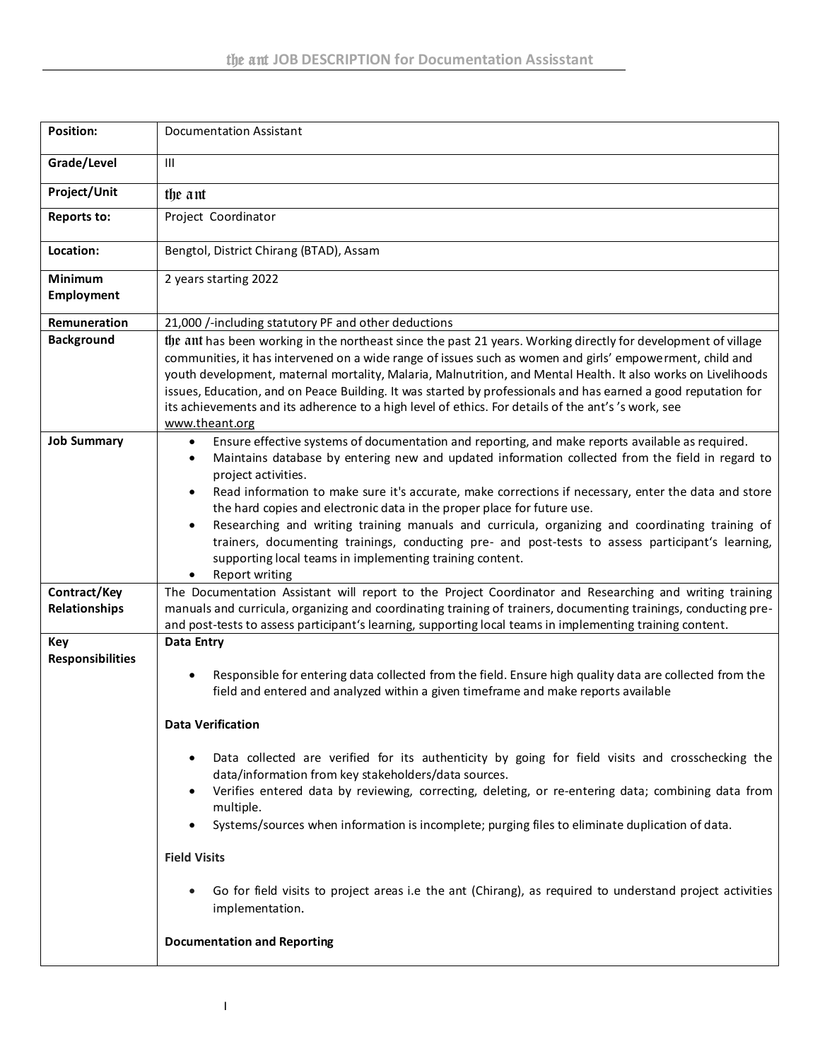# the ant JOB DESCRIPTION for Documentation Assisstant

| | |
|---|---|
| **Position:** | Documentation Assistant |
| **Grade/Level** | III |
| **Project/Unit** | the ant |
| **Reports to:** | Project Coordinator |
| **Location:** | Bengtol, District Chirang (BTAD), Assam |
| **Minimum Employment** | 2 years starting 2022 |
| **Remuneration** | 21,000 /-including statutory PF and other deductions |
| **Background** | the ant has been working in the northeast since the past 21 years. Working directly for development of village communities, it has intervened on a wide range of issues such as women and girls' empowerment, child and youth development, maternal mortality, Malaria, Malnutrition, and Mental Health. It also works on Livelihoods issues, Education, and on Peace Building. It was started by professionals and has earned a good reputation for its achievements and its adherence to a high level of ethics. For details of the ant's 's work, see www.theant.org |
| **Job Summary** | • Ensure effective systems of documentation and reporting, and make reports available as required.<br>• Maintains database by entering new and updated information collected from the field in regard to project activities.<br>• Read information to make sure it's accurate, make corrections if necessary, enter the data and store the hard copies and electronic data in the proper place for future use.<br>• Researching and writing training manuals and curricula, organizing and coordinating training of trainers, documenting trainings, conducting pre- and post-tests to assess participant's learning, supporting local teams in implementing training content.<br>• Report writing |
| **Contract/Key Relationships** | The Documentation Assistant will report to the Project Coordinator and Researching and writing training manuals and curricula, organizing and coordinating training of trainers, documenting trainings, conducting pre- and post-tests to assess participant's learning, supporting local teams in implementing training content. |
| **Key Responsibilities** | **Data Entry**<br><br>• Responsible for entering data collected from the field. Ensure high quality data are collected from the field and entered and analyzed within a given timeframe and make reports available<br><br>**Data Verification**<br><br>• Data collected are verified for its authenticity by going for field visits and crosschecking the data/information from key stakeholders/data sources.<br>• Verifies entered data by reviewing, correcting, deleting, or re-entering data; combining data from multiple.<br>• Systems/sources when information is incomplete; purging files to eliminate duplication of data.<br><br>**Field Visits**<br><br>• Go for field visits to project areas i.e the ant (Chirang), as required to understand project activities implementation.<br><br>**Documentation and Reporting** |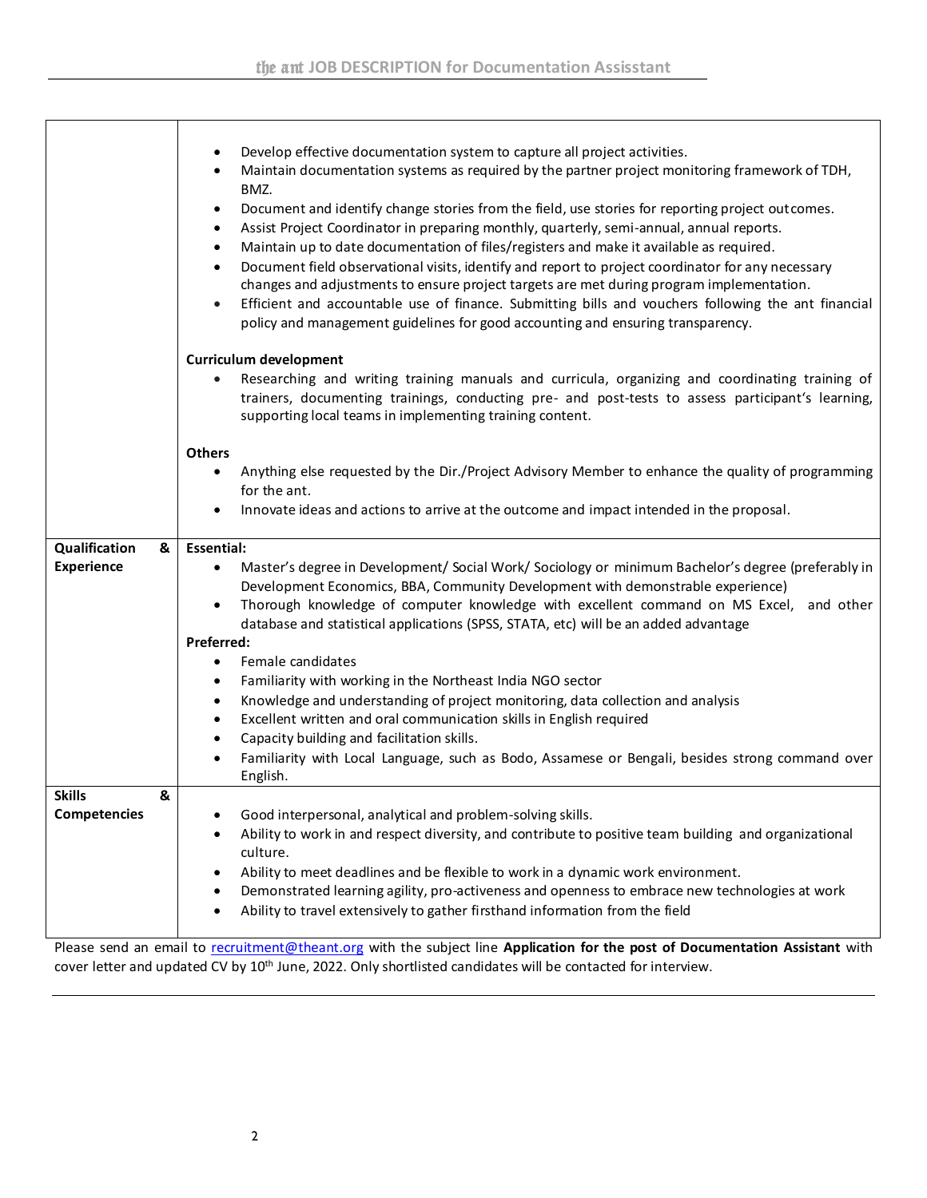| | |
|---|---|
| | • Develop effective documentation system to capture all project activities.<br>• Maintain documentation systems as required by the partner project monitoring framework of TDH, BMZ.<br>• Document and identify change stories from the field, use stories for reporting project outcomes.<br>• Assist Project Coordinator in preparing monthly, quarterly, semi-annual, annual reports.<br>• Maintain up to date documentation of files/registers and make it available as required.<br>• Document field observational visits, identify and report to project coordinator for any necessary changes and adjustments to ensure project targets are met during program implementation.<br>• Efficient and accountable use of finance. Submitting bills and vouchers following the ant financial policy and management guidelines for good accounting and ensuring transparency.<br><br>**Curriculum development**<br>• Researching and writing training manuals and curricula, organizing and coordinating training of trainers, documenting trainings, conducting pre- and post-tests to assess participant's learning, supporting local teams in implementing training content.<br><br>**Others**<br>• Anything else requested by the Dir./Project Advisory Member to enhance the quality of programming for the ant.<br>• Innovate ideas and actions to arrive at the outcome and impact intended in the proposal. |
| **Qualification & Experience** | **Essential:**<br>• Master's degree in Development/ Social Work/ Sociology or minimum Bachelor's degree (preferably in Development Economics, BBA, Community Development with demonstrable experience)<br>• Thorough knowledge of computer knowledge with excellent command on MS Excel, and other database and statistical applications (SPSS, STATA, etc) will be an added advantage<br>**Preferred:**<br>• Female candidates<br>• Familiarity with working in the Northeast India NGO sector<br>• Knowledge and understanding of project monitoring, data collection and analysis<br>• Excellent written and oral communication skills in English required<br>• Capacity building and facilitation skills.<br>• Familiarity with Local Language, such as Bodo, Assamese or Bengali, besides strong command over English. |
| **Skills & Competencies** | • Good interpersonal, analytical and problem-solving skills.<br>• Ability to work in and respect diversity, and contribute to positive team building and organizational culture.<br>• Ability to meet deadlines and be flexible to work in a dynamic work environment.<br>• Demonstrated learning agility, pro-activeness and openness to embrace new technologies at work<br>• Ability to travel extensively to gather firsthand information from the field |

Please send an email to recruitment@theant.org with the subject line **Application for the post of Documentation Assistant** with cover letter and updated CV by 10th June, 2022. Only shortlisted candidates will be contacted for interview.